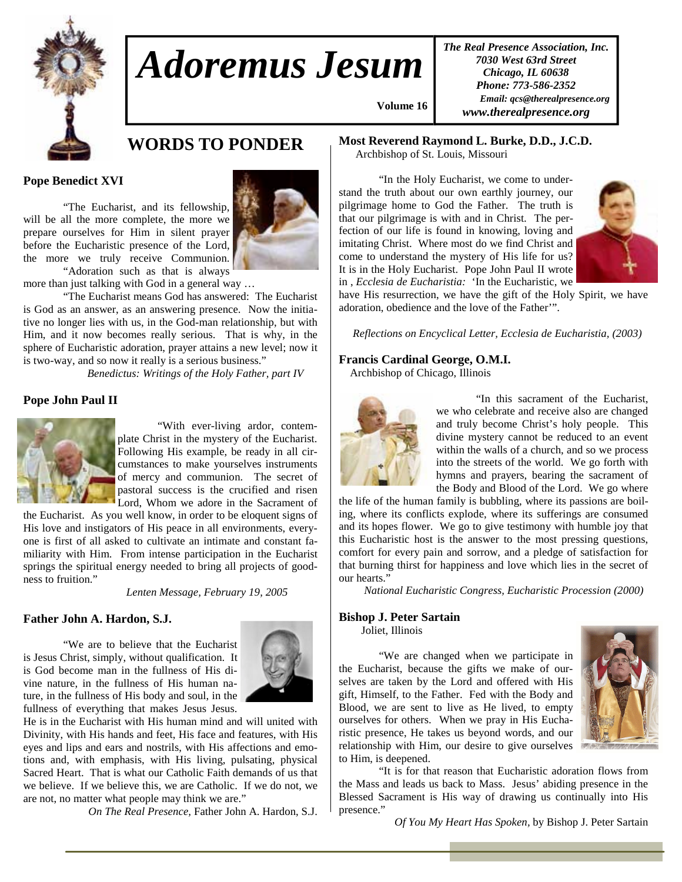# Adoremus Jesum

Volume 16

*The Real Presence Association, Inc.*
*7030 West 63rd Street*
*Chicago, IL 60638*
*Phone: 773-586-2352*
*Email: qcs@therealpresence.org*
*www.therealpresence.org*

## WORDS TO PONDER

### Pope Benedict XVI

"The Eucharist, and its fellowship, will be all the more complete, the more we prepare ourselves for Him in silent prayer before the Eucharistic presence of the Lord, the more we truly receive Communion.

"Adoration such as that is always more than just talking with God in a general way …

"The Eucharist means God has answered: The Eucharist is God as an answer, as an answering presence. Now the initiative no longer lies with us, in the God-man relationship, but with Him, and it now becomes really serious. That is why, in the sphere of Eucharistic adoration, prayer attains a new level; now it is two-way, and so now it really is a serious business."

*Benedictus: Writings of the Holy Father, part IV*

### Pope John Paul II

"With ever-living ardor, contemplate Christ in the mystery of the Eucharist. Following His example, be ready in all circumstances to make yourselves instruments of mercy and communion. The secret of pastoral success is the crucified and risen Lord, Whom we adore in the Sacrament of the Eucharist. As you well know, in order to be eloquent signs of His love and instigators of His peace in all environments, everyone is first of all asked to cultivate an intimate and constant familiarity with Him. From intense participation in the Eucharist springs the spiritual energy needed to bring all projects of goodness to fruition."

*Lenten Message, February 19, 2005*

### Father John A. Hardon, S.J.

"We are to believe that the Eucharist is Jesus Christ, simply, without qualification. It is God become man in the fullness of His divine nature, in the fullness of His human nature, in the fullness of His body and soul, in the fullness of everything that makes Jesus Jesus. He is in the Eucharist with His human mind and will united with Divinity, with His hands and feet, His face and features, with His eyes and lips and ears and nostrils, with His affections and emotions and, with emphasis, with His living, pulsating, physical Sacred Heart. That is what our Catholic Faith demands of us that we believe. If we believe this, we are Catholic. If we do not, we are not, no matter what people may think we are."

*On The Real Presence,* Father John A. Hardon, S.J.

### Most Reverend Raymond L. Burke, D.D., J.C.D.

Archbishop of St. Louis, Missouri

"In the Holy Eucharist, we come to understand the truth about our own earthly journey, our pilgrimage home to God the Father. The truth is that our pilgrimage is with and in Christ. The perfection of our life is found in knowing, loving and imitating Christ. Where most do we find Christ and come to understand the mystery of His life for us? It is in the Holy Eucharist. Pope John Paul II wrote in , *Ecclesia de Eucharistia:* 'In the Eucharistic, we have His resurrection, we have the gift of the Holy Spirit, we have adoration, obedience and the love of the Father'".

*Reflections on Encyclical Letter, Ecclesia de Eucharistia, (2003)*

### Francis Cardinal George, O.M.I.

Archbishop of Chicago, Illinois

"In this sacrament of the Eucharist, we who celebrate and receive also are changed and truly become Christ's holy people. This divine mystery cannot be reduced to an event within the walls of a church, and so we process into the streets of the world. We go forth with hymns and prayers, bearing the sacrament of the Body and Blood of the Lord. We go where the life of the human family is bubbling, where its passions are boiling, where its conflicts explode, where its sufferings are consumed and its hopes flower. We go to give testimony with humble joy that this Eucharistic host is the answer to the most pressing questions, comfort for every pain and sorrow, and a pledge of satisfaction for that burning thirst for happiness and love which lies in the secret of our hearts."

*National Eucharistic Congress, Eucharistic Procession (2000)*

### Bishop J. Peter Sartain

Joliet, Illinois

"We are changed when we participate in the Eucharist, because the gifts we make of ourselves are taken by the Lord and offered with His gift, Himself, to the Father. Fed with the Body and Blood, we are sent to live as He lived, to empty ourselves for others. When we pray in His Eucharistic presence, He takes us beyond words, and our relationship with Him, our desire to give ourselves to Him, is deepened.

"It is for that reason that Eucharistic adoration flows from the Mass and leads us back to Mass. Jesus' abiding presence in the Blessed Sacrament is His way of drawing us continually into His presence."

*Of You My Heart Has Spoken,* by Bishop J. Peter Sartain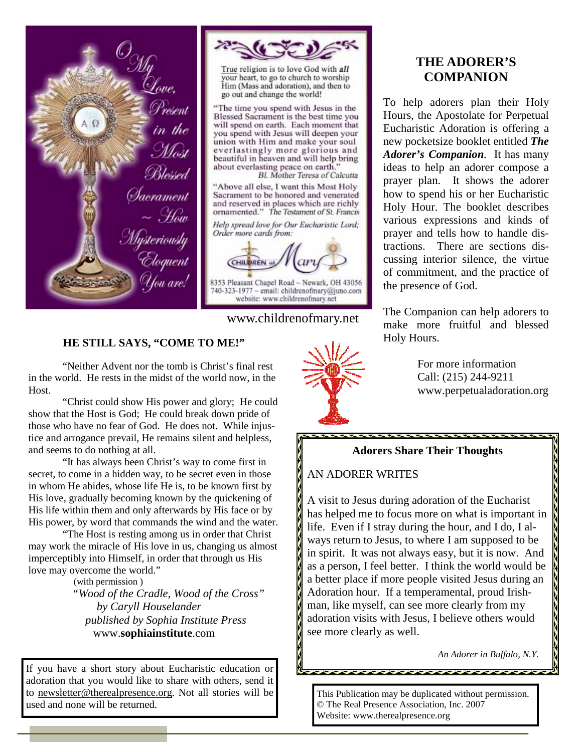O My Love, Present in the Most Blessed Sacrament ~ How Mysteriously Eloquent You are!

True religion is to love God with *all* your heart, to go to church to worship Him (Mass and adoration), and then to go out and change the world!

"The time you spend with Jesus in the Blessed Sacrament is the best time you will spend on earth. Each moment that you spend with Jesus will deepen your union with Him and make your soul everlastingly more glorious and beautiful in heaven and will help bring about everlasting peace on earth."
*Bl. Mother Teresa of Calcutta*

"Above all else, I want this Most Holy Sacrament to be honored and venerated and reserved in places which are richly ornamented." *The Testament of St. Francis*

*Help spread love for Our Eucharistic Lord; Order more cards from:*

Children of Mary

8353 Pleasant Chapel Road ~ Newark, OH 43056
740-323-1977 ~ email: childrenofmary@juno.com
website: www.childrenofmary.net

www.childrenofmary.net

## HE STILL SAYS, "COME TO ME!"

"Neither Advent nor the tomb is Christ's final rest in the world. He rests in the midst of the world now, in the Host.

"Christ could show His power and glory; He could show that the Host is God; He could break down pride of those who have no fear of God. He does not. While injustice and arrogance prevail, He remains silent and helpless, and seems to do nothing at all.

"It has always been Christ's way to come first in secret, to come in a hidden way, to be secret even in those in whom He abides, whose life He is, to be known first by His love, gradually becoming known by the quickening of His life within them and only afterwards by His face or by His power, by word that commands the wind and the water.

"The Host is resting among us in order that Christ may work the miracle of His love in us, changing us almost imperceptibly into Himself, in order that through us His love may overcome the world."

(with permission )
*"Wood of the Cradle, Wood of the Cross"*
*by Caryll Houselander*
*published by Sophia Institute Press*
www.**sophiainstitute**.com

If you have a short story about Eucharistic education or adoration that you would like to share with others, send it to newsletter@therealpresence.org. Not all stories will be used and none will be returned.

## THE ADORER'S COMPANION

To help adorers plan their Holy Hours, the Apostolate for Perpetual Eucharistic Adoration is offering a new pocketsize booklet entitled ***The Adorer's Companion***. It has many ideas to help an adorer compose a prayer plan. It shows the adorer how to spend his or her Eucharistic Holy Hour. The booklet describes various expressions and kinds of prayer and tells how to handle distractions. There are sections discussing interior silence, the virtue of commitment, and the practice of the presence of God.

The Companion can help adorers to make more fruitful and blessed Holy Hours.

For more information
Call: (215) 244-9211
www.perpetualadoration.org

### Adorers Share Their Thoughts

AN ADORER WRITES

A visit to Jesus during adoration of the Eucharist has helped me to focus more on what is important in life. Even if I stray during the hour, and I do, I always return to Jesus, to where I am supposed to be in spirit. It was not always easy, but it is now. And as a person, I feel better. I think the world would be a better place if more people visited Jesus during an Adoration hour. If a temperamental, proud Irishman, like myself, can see more clearly from my adoration visits with Jesus, I believe others would see more clearly as well.

*An Adorer in Buffalo, N.Y.*

This Publication may be duplicated without permission.
© The Real Presence Association, Inc. 2007
Website: www.therealpresence.org